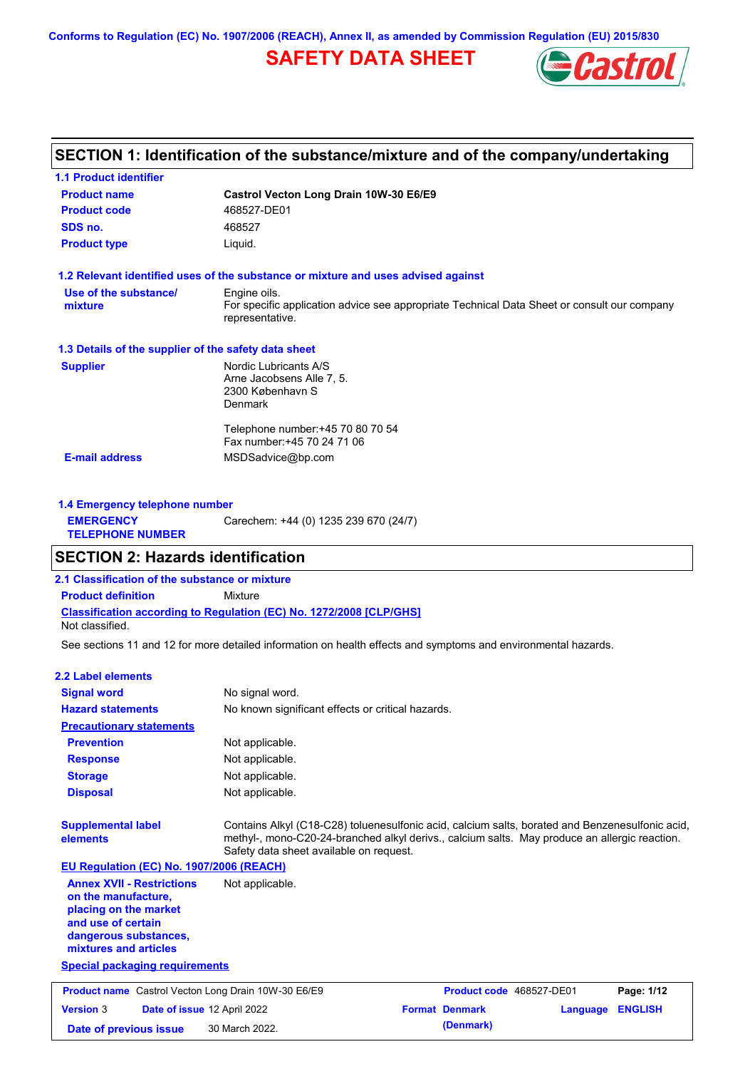Conforms to Regulation (EC) No. 1907/2006 (REACH), Annex II, as amended by Commission Regulation (EU) 2015/830

# SAFETY DATA SHEET

## SECTION 1: Identification of the substance/mixture and of the company/undertaking

### 1.1 Product identifier

| | |
|---|---|
| **Product name** | **Castrol Vecton Long Drain 10W-30 E6/E9** |
| **Product code** | 468527-DE01 |
| **SDS no.** | 468527 |
| **Product type** | Liquid. |

### 1.2 Relevant identified uses of the substance or mixture and uses advised against

| | |
|---|---|
| **Use of the substance/ mixture** | Engine oils. For specific application advice see appropriate Technical Data Sheet or consult our company representative. |

### 1.3 Details of the supplier of the safety data sheet

| | |
|---|---|
| **Supplier** | Nordic Lubricants A/S<br>Arne Jacobsens Alle 7, 5.<br>2300 København S<br>Denmark<br><br>Telephone number:+45 70 80 70 54<br>Fax number:+45 70 24 71 06 |
| **E-mail address** | MSDSadvice@bp.com |

### 1.4 Emergency telephone number

| | |
|---|---|
| **EMERGENCY TELEPHONE NUMBER** | Carechem: +44 (0) 1235 239 670 (24/7) |

## SECTION 2: Hazards identification

### 2.1 Classification of the substance or mixture

**Product definition** Mixture

**Classification according to Regulation (EC) No. 1272/2008 [CLP/GHS]**

Not classified.

See sections 11 and 12 for more detailed information on health effects and symptoms and environmental hazards.

### 2.2 Label elements

| | |
|---|---|
| **Signal word** | No signal word. |
| **Hazard statements** | No known significant effects or critical hazards. |
| **Precautionary statements** | |
| **Prevention** | Not applicable. |
| **Response** | Not applicable. |
| **Storage** | Not applicable. |
| **Disposal** | Not applicable. |
| **Supplemental label elements** | Contains Alkyl (C18-C28) toluenesulfonic acid, calcium salts, borated and Benzenesulfonic acid, methyl-, mono-C20-24-branched alkyl derivs., calcium salts. May produce an allergic reaction. Safety data sheet available on request. |

**EU Regulation (EC) No. 1907/2006 (REACH)**

| | |
|---|---|
| **Annex XVII - Restrictions on the manufacture, placing on the market and use of certain dangerous substances, mixtures and articles** | Not applicable. |

**Special packaging requirements**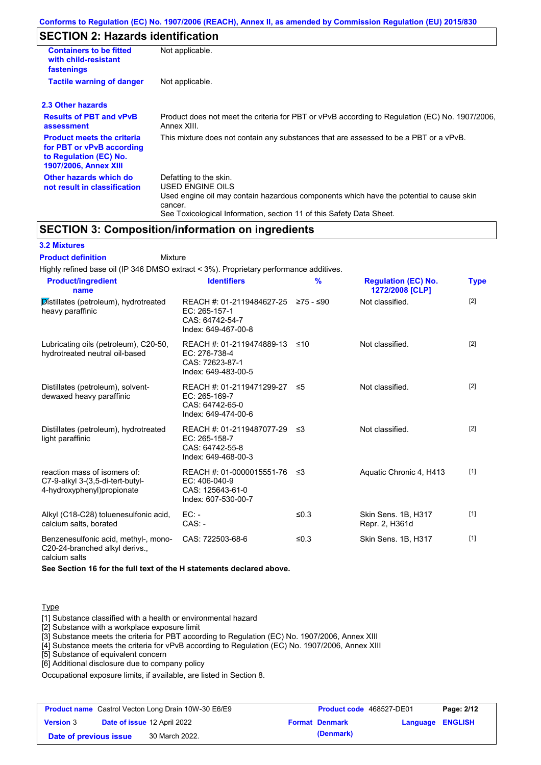## SECTION 2: Hazards identification

| | |
|---|---|
| **Containers to be fitted with child-resistant fastenings** | Not applicable. |
| **Tactile warning of danger** | Not applicable. |

### 2.3 Other hazards

| | |
|---|---|
| **Results of PBT and vPvB assessment** | Product does not meet the criteria for PBT or vPvB according to Regulation (EC) No. 1907/2006, Annex XIII. |
| **Product meets the criteria for PBT or vPvB according to Regulation (EC) No. 1907/2006, Annex XIII** | This mixture does not contain any substances that are assessed to be a PBT or a vPvB. |
| **Other hazards which do not result in classification** | Defatting to the skin.<br>USED ENGINE OILS<br>Used engine oil may contain hazardous components which have the potential to cause skin cancer.<br>See Toxicological Information, section 11 of this Safety Data Sheet. |

## SECTION 3: Composition/information on ingredients

### 3.2 Mixtures

**Product definition** Mixture

Highly refined base oil (IP 346 DMSO extract < 3%). Proprietary performance additives.

| Product/ingredient name | Identifiers | % | Regulation (EC) No. 1272/2008 [CLP] | Type |
|---|---|---|---|---|
| Distillates (petroleum), hydrotreated heavy paraffinic | REACH #: 01-2119484627-25<br>EC: 265-157-1<br>CAS: 64742-54-7<br>Index: 649-467-00-8 | ≥75 - ≤90 | Not classified. | [2] |
| Lubricating oils (petroleum), C20-50, hydrotreated neutral oil-based | REACH #: 01-2119474889-13<br>EC: 276-738-4<br>CAS: 72623-87-1<br>Index: 649-483-00-5 | ≤10 | Not classified. | [2] |
| Distillates (petroleum), solvent-dewaxed heavy paraffinic | REACH #: 01-2119471299-27<br>EC: 265-169-7<br>CAS: 64742-65-0<br>Index: 649-474-00-6 | ≤5 | Not classified. | [2] |
| Distillates (petroleum), hydrotreated light paraffinic | REACH #: 01-2119487077-29<br>EC: 265-158-7<br>CAS: 64742-55-8<br>Index: 649-468-00-3 | ≤3 | Not classified. | [2] |
| reaction mass of isomers of: C7-9-alkyl 3-(3,5-di-tert-butyl-4-hydroxyphenyl)propionate | REACH #: 01-0000015551-76<br>EC: 406-040-9<br>CAS: 125643-61-0<br>Index: 607-530-00-7 | ≤3 | Aquatic Chronic 4, H413 | [1] |
| Alkyl (C18-C28) toluenesulfonic acid, calcium salts, borated | EC: -<br>CAS: - | ≤0.3 | Skin Sens. 1B, H317<br>Repr. 2, H361d | [1] |
| Benzenesulfonic acid, methyl-, mono-C20-24-branched alkyl derivs., calcium salts | CAS: 722503-68-6 | ≤0.3 | Skin Sens. 1B, H317 | [1] |

**See Section 16 for the full text of the H statements declared above.**

Type

[1] Substance classified with a health or environmental hazard
[2] Substance with a workplace exposure limit
[3] Substance meets the criteria for PBT according to Regulation (EC) No. 1907/2006, Annex XIII
[4] Substance meets the criteria for vPvB according to Regulation (EC) No. 1907/2006, Annex XIII
[5] Substance of equivalent concern
[6] Additional disclosure due to company policy

Occupational exposure limits, if available, are listed in Section 8.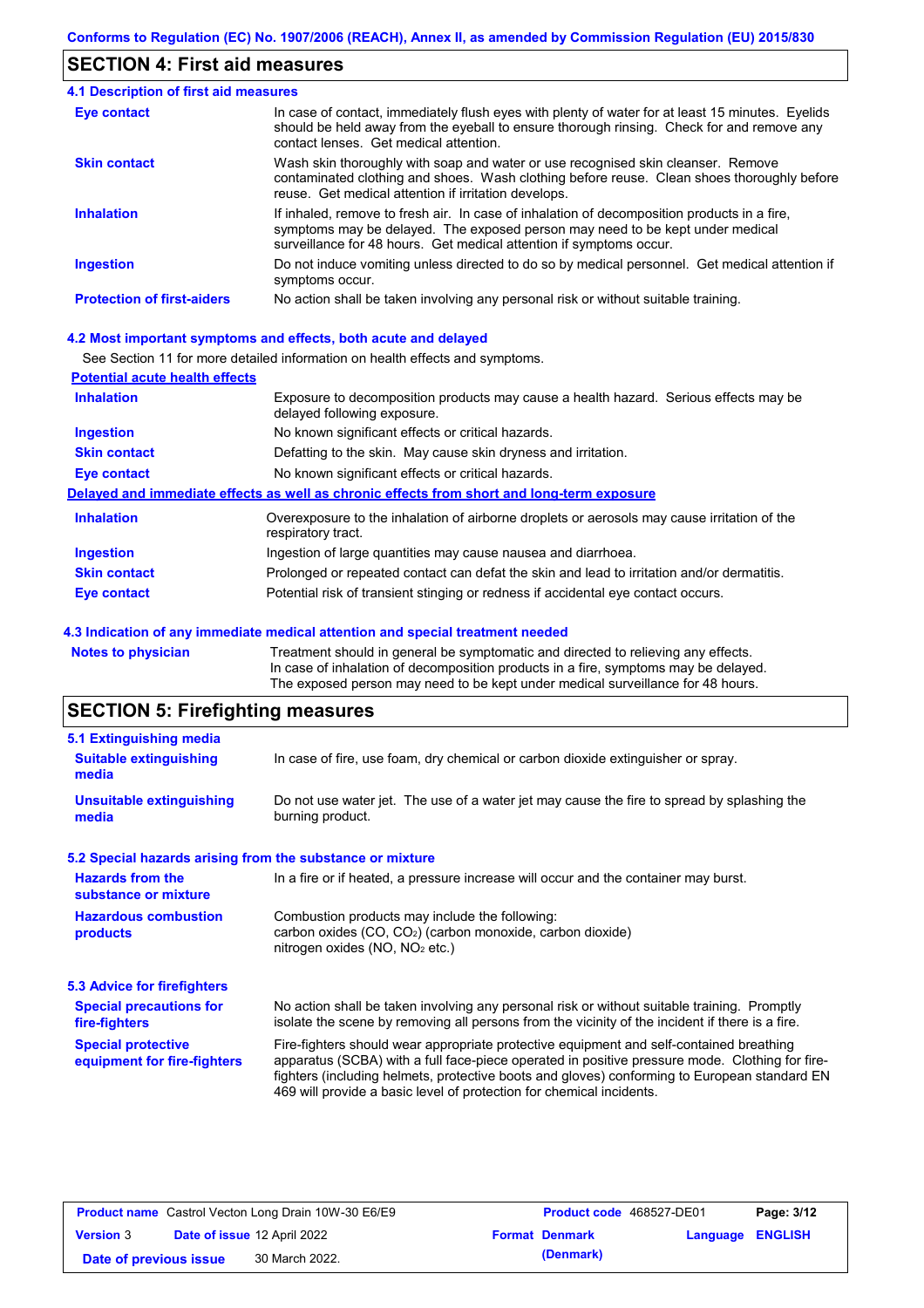## SECTION 4: First aid measures

### 4.1 Description of first aid measures

| | |
|---|---|
| **Eye contact** | In case of contact, immediately flush eyes with plenty of water for at least 15 minutes. Eyelids should be held away from the eyeball to ensure thorough rinsing. Check for and remove any contact lenses. Get medical attention. |
| **Skin contact** | Wash skin thoroughly with soap and water or use recognised skin cleanser. Remove contaminated clothing and shoes. Wash clothing before reuse. Clean shoes thoroughly before reuse. Get medical attention if irritation develops. |
| **Inhalation** | If inhaled, remove to fresh air. In case of inhalation of decomposition products in a fire, symptoms may be delayed. The exposed person may need to be kept under medical surveillance for 48 hours. Get medical attention if symptoms occur. |
| **Ingestion** | Do not induce vomiting unless directed to do so by medical personnel. Get medical attention if symptoms occur. |
| **Protection of first-aiders** | No action shall be taken involving any personal risk or without suitable training. |

### 4.2 Most important symptoms and effects, both acute and delayed

See Section 11 for more detailed information on health effects and symptoms.

**Potential acute health effects**

| | |
|---|---|
| **Inhalation** | Exposure to decomposition products may cause a health hazard. Serious effects may be delayed following exposure. |
| **Ingestion** | No known significant effects or critical hazards. |
| **Skin contact** | Defatting to the skin. May cause skin dryness and irritation. |
| **Eye contact** | No known significant effects or critical hazards. |

**Delayed and immediate effects as well as chronic effects from short and long-term exposure**

| | |
|---|---|
| **Inhalation** | Overexposure to the inhalation of airborne droplets or aerosols may cause irritation of the respiratory tract. |
| **Ingestion** | Ingestion of large quantities may cause nausea and diarrhoea. |
| **Skin contact** | Prolonged or repeated contact can defat the skin and lead to irritation and/or dermatitis. |
| **Eye contact** | Potential risk of transient stinging or redness if accidental eye contact occurs. |

### 4.3 Indication of any immediate medical attention and special treatment needed

| | |
|---|---|
| **Notes to physician** | Treatment should in general be symptomatic and directed to relieving any effects. In case of inhalation of decomposition products in a fire, symptoms may be delayed. The exposed person may need to be kept under medical surveillance for 48 hours. |

## SECTION 5: Firefighting measures

### 5.1 Extinguishing media

| | |
|---|---|
| **Suitable extinguishing media** | In case of fire, use foam, dry chemical or carbon dioxide extinguisher or spray. |
| **Unsuitable extinguishing media** | Do not use water jet. The use of a water jet may cause the fire to spread by splashing the burning product. |

### 5.2 Special hazards arising from the substance or mixture

| | |
|---|---|
| **Hazards from the substance or mixture** | In a fire or if heated, a pressure increase will occur and the container may burst. |
| **Hazardous combustion products** | Combustion products may include the following: carbon oxides (CO, $CO_2$) (carbon monoxide, carbon dioxide) nitrogen oxides (NO, $NO_2$ etc.) |

### 5.3 Advice for firefighters

| | |
|---|---|
| **Special precautions for fire-fighters** | No action shall be taken involving any personal risk or without suitable training. Promptly isolate the scene by removing all persons from the vicinity of the incident if there is a fire. |
| **Special protective equipment for fire-fighters** | Fire-fighters should wear appropriate protective equipment and self-contained breathing apparatus (SCBA) with a full face-piece operated in positive pressure mode. Clothing for fire-fighters (including helmets, protective boots and gloves) conforming to European standard EN 469 will provide a basic level of protection for chemical incidents. |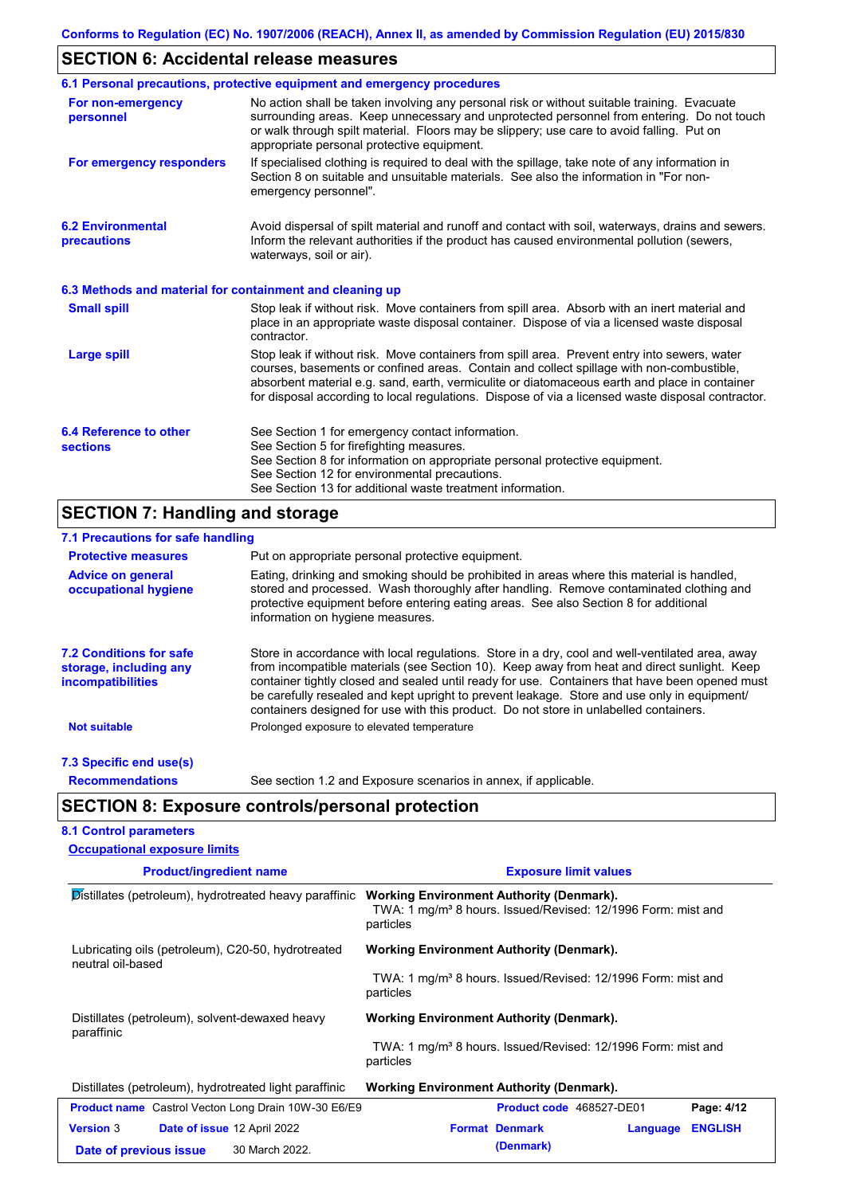## SECTION 6: Accidental release measures

### 6.1 Personal precautions, protective equipment and emergency procedures

**For non-emergency personnel**

No action shall be taken involving any personal risk or without suitable training. Evacuate surrounding areas. Keep unnecessary and unprotected personnel from entering. Do not touch or walk through spilt material. Floors may be slippery; use care to avoid falling. Put on appropriate personal protective equipment.

**For emergency responders**

If specialised clothing is required to deal with the spillage, take note of any information in Section 8 on suitable and unsuitable materials. See also the information in "For non-emergency personnel".

### 6.2 Environmental precautions

Avoid dispersal of spilt material and runoff and contact with soil, waterways, drains and sewers. Inform the relevant authorities if the product has caused environmental pollution (sewers, waterways, soil or air).

### 6.3 Methods and material for containment and cleaning up

**Small spill**

Stop leak if without risk. Move containers from spill area. Absorb with an inert material and place in an appropriate waste disposal container. Dispose of via a licensed waste disposal contractor.

**Large spill**

Stop leak if without risk. Move containers from spill area. Prevent entry into sewers, water courses, basements or confined areas. Contain and collect spillage with non-combustible, absorbent material e.g. sand, earth, vermiculite or diatomaceous earth and place in container for disposal according to local regulations. Dispose of via a licensed waste disposal contractor.

### 6.4 Reference to other sections

See Section 1 for emergency contact information.
See Section 5 for firefighting measures.
See Section 8 for information on appropriate personal protective equipment.
See Section 12 for environmental precautions.
See Section 13 for additional waste treatment information.

## SECTION 7: Handling and storage

### 7.1 Precautions for safe handling

**Protective measures**

Put on appropriate personal protective equipment.

**Advice on general occupational hygiene**

Eating, drinking and smoking should be prohibited in areas where this material is handled, stored and processed. Wash thoroughly after handling. Remove contaminated clothing and protective equipment before entering eating areas. See also Section 8 for additional information on hygiene measures.

### 7.2 Conditions for safe storage, including any incompatibilities

Store in accordance with local regulations. Store in a dry, cool and well-ventilated area, away from incompatible materials (see Section 10). Keep away from heat and direct sunlight. Keep container tightly closed and sealed until ready for use. Containers that have been opened must be carefully resealed and kept upright to prevent leakage. Store and use only in equipment/ containers designed for use with this product. Do not store in unlabelled containers.

**Not suitable**

Prolonged exposure to elevated temperature

### 7.3 Specific end use(s)

**Recommendations**

See section 1.2 and Exposure scenarios in annex, if applicable.

## SECTION 8: Exposure controls/personal protection

### 8.1 Control parameters

**Occupational exposure limits**

| Product/ingredient name | Exposure limit values |
|---|---|
| Distillates (petroleum), hydrotreated heavy paraffinic | **Working Environment Authority (Denmark).** TWA: 1 mg/m³ 8 hours. Issued/Revised: 12/1996 Form: mist and particles |
| Lubricating oils (petroleum), C20-50, hydrotreated neutral oil-based | **Working Environment Authority (Denmark).** TWA: 1 mg/m³ 8 hours. Issued/Revised: 12/1996 Form: mist and particles |
| Distillates (petroleum), solvent-dewaxed heavy paraffinic | **Working Environment Authority (Denmark).** TWA: 1 mg/m³ 8 hours. Issued/Revised: 12/1996 Form: mist and particles |
| Distillates (petroleum), hydrotreated light paraffinic | **Working Environment Authority (Denmark).** |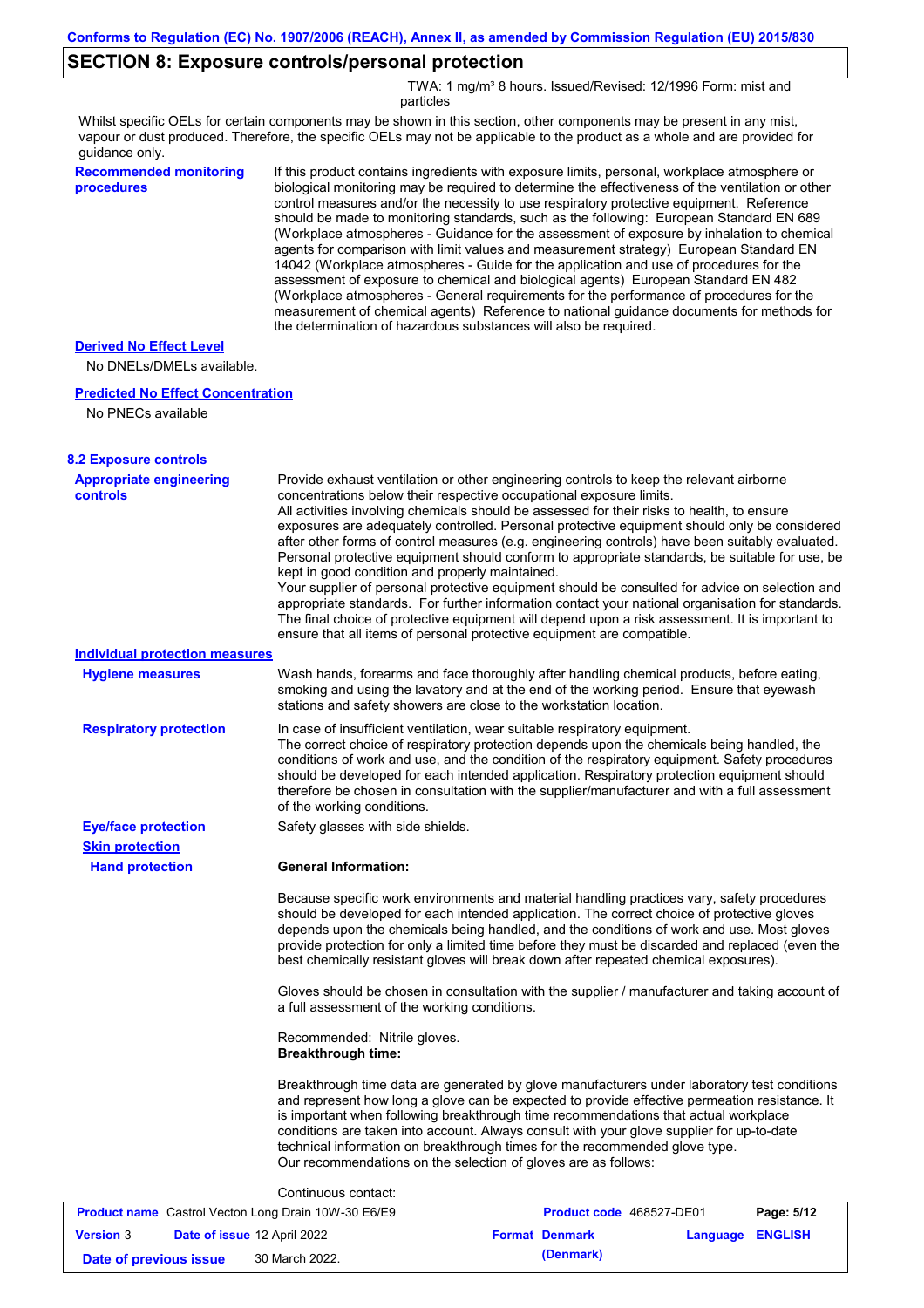## SECTION 8: Exposure controls/personal protection

TWA: 1 mg/m³ 8 hours. Issued/Revised: 12/1996 Form: mist and particles

Whilst specific OELs for certain components may be shown in this section, other components may be present in any mist, vapour or dust produced. Therefore, the specific OELs may not be applicable to the product as a whole and are provided for guidance only.

**Recommended monitoring procedures**

If this product contains ingredients with exposure limits, personal, workplace atmosphere or biological monitoring may be required to determine the effectiveness of the ventilation or other control measures and/or the necessity to use respiratory protective equipment. Reference should be made to monitoring standards, such as the following: European Standard EN 689 (Workplace atmospheres - Guidance for the assessment of exposure by inhalation to chemical agents for comparison with limit values and measurement strategy) European Standard EN 14042 (Workplace atmospheres - Guide for the application and use of procedures for the assessment of exposure to chemical and biological agents) European Standard EN 482 (Workplace atmospheres - General requirements for the performance of procedures for the measurement of chemical agents) Reference to national guidance documents for methods for the determination of hazardous substances will also be required.

**Derived No Effect Level**

No DNELs/DMELs available.

**Predicted No Effect Concentration**

No PNECs available

### 8.2 Exposure controls

**Appropriate engineering controls**

Provide exhaust ventilation or other engineering controls to keep the relevant airborne concentrations below their respective occupational exposure limits.
All activities involving chemicals should be assessed for their risks to health, to ensure exposures are adequately controlled. Personal protective equipment should only be considered after other forms of control measures (e.g. engineering controls) have been suitably evaluated. Personal protective equipment should conform to appropriate standards, be suitable for use, be kept in good condition and properly maintained.
Your supplier of personal protective equipment should be consulted for advice on selection and appropriate standards. For further information contact your national organisation for standards.
The final choice of protective equipment will depend upon a risk assessment. It is important to ensure that all items of personal protective equipment are compatible.

**Individual protection measures**

**Hygiene measures**

Wash hands, forearms and face thoroughly after handling chemical products, before eating, smoking and using the lavatory and at the end of the working period. Ensure that eyewash stations and safety showers are close to the workstation location.

**Respiratory protection**

In case of insufficient ventilation, wear suitable respiratory equipment.
The correct choice of respiratory protection depends upon the chemicals being handled, the conditions of work and use, and the condition of the respiratory equipment. Safety procedures should be developed for each intended application. Respiratory protection equipment should therefore be chosen in consultation with the supplier/manufacturer and with a full assessment of the working conditions.

**Eye/face protection**

Safety glasses with side shields.

**Skin protection**

**Hand protection**

**General Information:**

Because specific work environments and material handling practices vary, safety procedures should be developed for each intended application. The correct choice of protective gloves depends upon the chemicals being handled, and the conditions of work and use. Most gloves provide protection for only a limited time before they must be discarded and replaced (even the best chemically resistant gloves will break down after repeated chemical exposures).

Gloves should be chosen in consultation with the supplier / manufacturer and taking account of a full assessment of the working conditions.

Recommended: Nitrile gloves.
**Breakthrough time:**

Breakthrough time data are generated by glove manufacturers under laboratory test conditions and represent how long a glove can be expected to provide effective permeation resistance. It is important when following breakthrough time recommendations that actual workplace conditions are taken into account. Always consult with your glove supplier for up-to-date technical information on breakthrough times for the recommended glove type.
Our recommendations on the selection of gloves are as follows:

Continuous contact: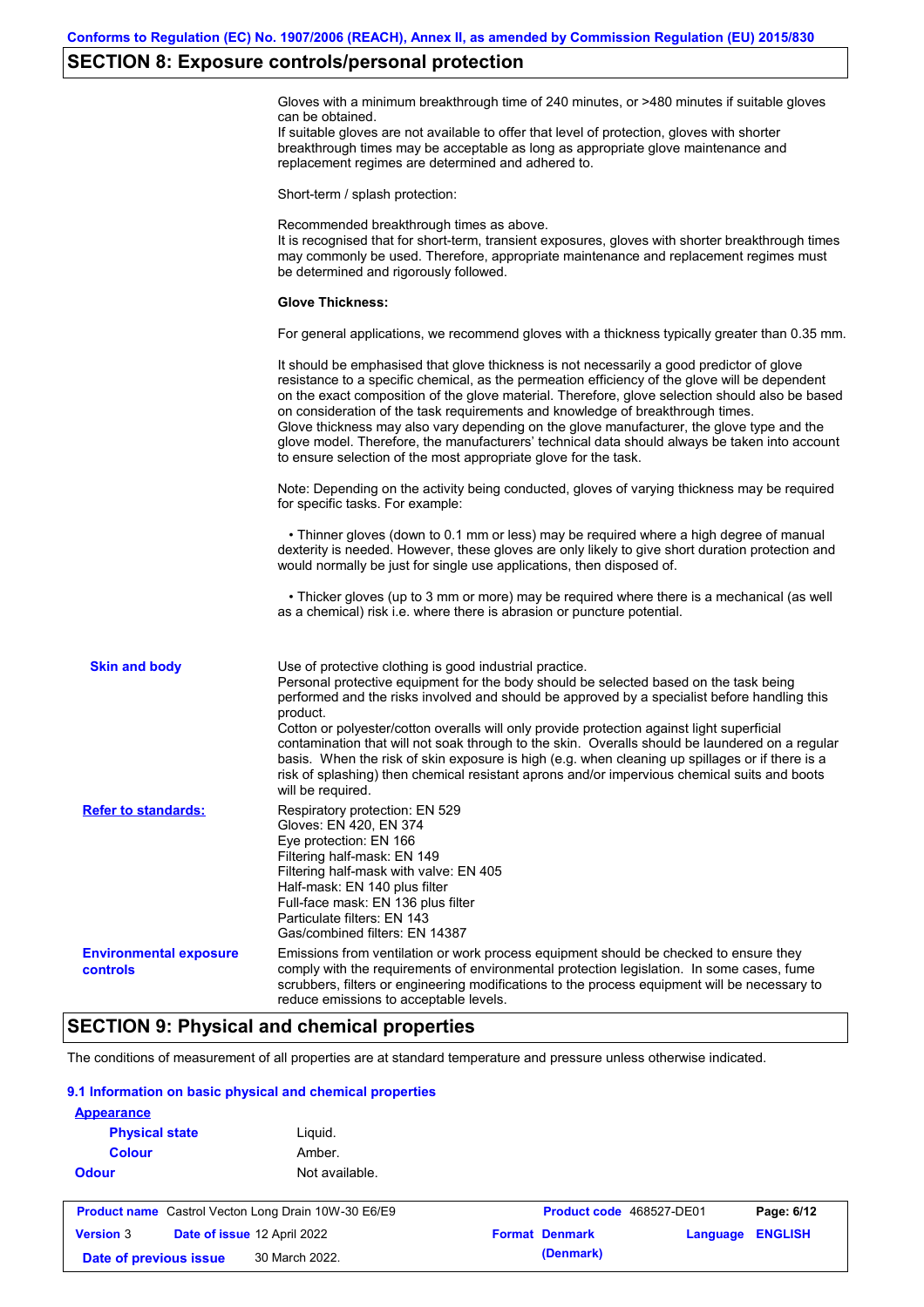## SECTION 8: Exposure controls/personal protection

Gloves with a minimum breakthrough time of 240 minutes, or >480 minutes if suitable gloves can be obtained.
If suitable gloves are not available to offer that level of protection, gloves with shorter breakthrough times may be acceptable as long as appropriate glove maintenance and replacement regimes are determined and adhered to.

Short-term / splash protection:

Recommended breakthrough times as above.
It is recognised that for short-term, transient exposures, gloves with shorter breakthrough times may commonly be used. Therefore, appropriate maintenance and replacement regimes must be determined and rigorously followed.

**Glove Thickness:**

For general applications, we recommend gloves with a thickness typically greater than 0.35 mm.

It should be emphasised that glove thickness is not necessarily a good predictor of glove resistance to a specific chemical, as the permeation efficiency of the glove will be dependent on the exact composition of the glove material. Therefore, glove selection should also be based on consideration of the task requirements and knowledge of breakthrough times.
Glove thickness may also vary depending on the glove manufacturer, the glove type and the glove model. Therefore, the manufacturers' technical data should always be taken into account to ensure selection of the most appropriate glove for the task.

Note: Depending on the activity being conducted, gloves of varying thickness may be required for specific tasks. For example:

- Thinner gloves (down to 0.1 mm or less) may be required where a high degree of manual dexterity is needed. However, these gloves are only likely to give short duration protection and would normally be just for single use applications, then disposed of.

- Thicker gloves (up to 3 mm or more) may be required where there is a mechanical (as well as a chemical) risk i.e. where there is abrasion or puncture potential.

**Skin and body**

Use of protective clothing is good industrial practice.
Personal protective equipment for the body should be selected based on the task being performed and the risks involved and should be approved by a specialist before handling this product.
Cotton or polyester/cotton overalls will only provide protection against light superficial contamination that will not soak through to the skin. Overalls should be laundered on a regular basis. When the risk of skin exposure is high (e.g. when cleaning up spillages or if there is a risk of splashing) then chemical resistant aprons and/or impervious chemical suits and boots will be required.

**Refer to standards:**

Respiratory protection: EN 529
Gloves: EN 420, EN 374
Eye protection: EN 166
Filtering half-mask: EN 149
Filtering half-mask with valve: EN 405
Half-mask: EN 140 plus filter
Full-face mask: EN 136 plus filter
Particulate filters: EN 143
Gas/combined filters: EN 14387

**Environmental exposure controls**

Emissions from ventilation or work process equipment should be checked to ensure they comply with the requirements of environmental protection legislation. In some cases, fume scrubbers, filters or engineering modifications to the process equipment will be necessary to reduce emissions to acceptable levels.

## SECTION 9: Physical and chemical properties

The conditions of measurement of all properties are at standard temperature and pressure unless otherwise indicated.

### 9.1 Information on basic physical and chemical properties

**Appearance**

| | |
|---|---|
| **Physical state** | Liquid. |
| **Colour** | Amber. |
| **Odour** | Not available. |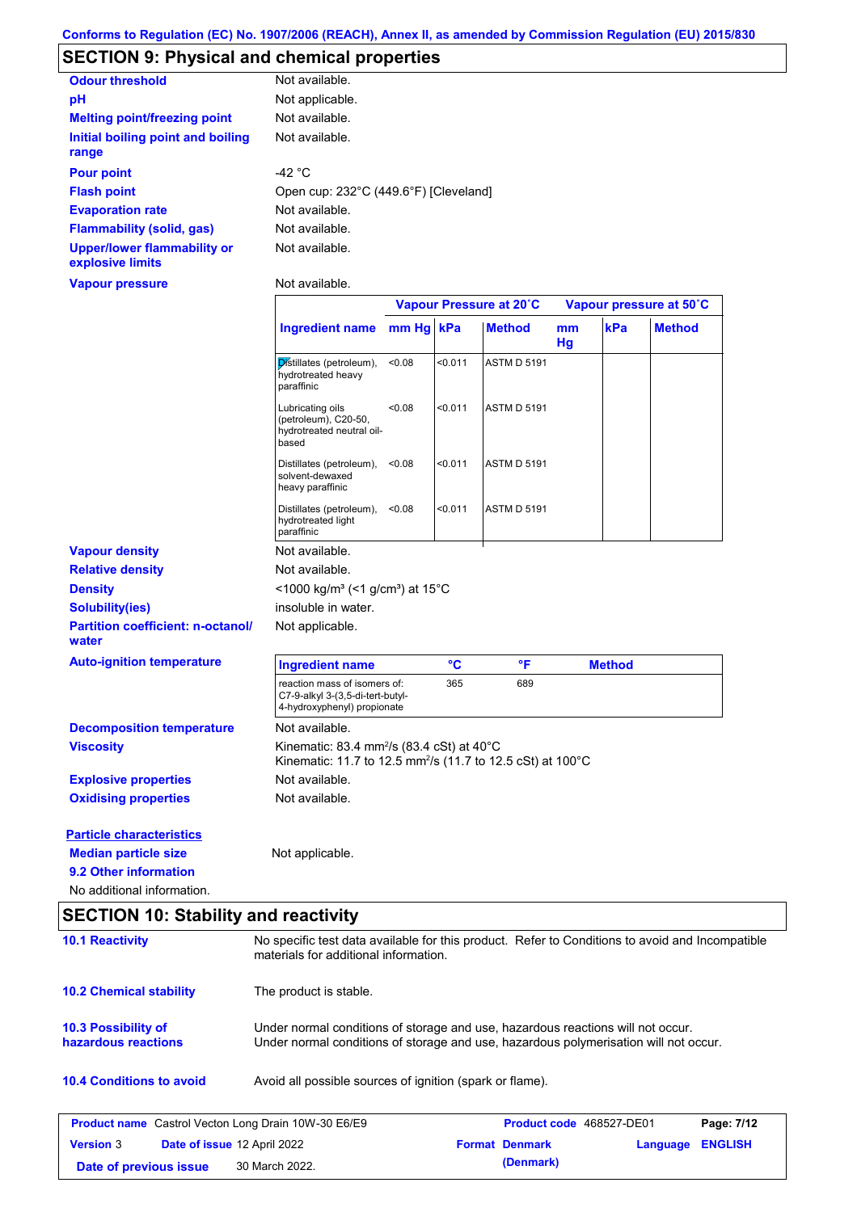Conforms to Regulation (EC) No. 1907/2006 (REACH), Annex II, as amended by Commission Regulation (EU) 2015/830

## SECTION 9: Physical and chemical properties

| | |
|---|---|
| **Odour threshold** | Not available. |
| **pH** | Not applicable. |
| **Melting point/freezing point** | Not available. |
| **Initial boiling point and boiling range** | Not available. |
| **Pour point** | -42 °C |
| **Flash point** | Open cup: 232°C (449.6°F) [Cleveland] |
| **Evaporation rate** | Not available. |
| **Flammability (solid, gas)** | Not available. |
| **Upper/lower flammability or explosive limits** | Not available. |
| **Vapour pressure** | Not available. |

| | Vapour Pressure at 20˚C | | | Vapour pressure at 50˚C | | |
|---|---|---|---|---|---|---|
| **Ingredient name** | **mm Hg** | **kPa** | **Method** | **mm Hg** | **kPa** | **Method** |
| Distillates (petroleum), hydrotreated heavy paraffinic | <0.08 | <0.011 | ASTM D 5191 | | | |
| Lubricating oils (petroleum), C20-50, hydrotreated neutral oil-based | <0.08 | <0.011 | ASTM D 5191 | | | |
| Distillates (petroleum), solvent-dewaxed heavy paraffinic | <0.08 | <0.011 | ASTM D 5191 | | | |
| Distillates (petroleum), hydrotreated light paraffinic | <0.08 | <0.011 | ASTM D 5191 | | | |

| | |
|---|---|
| **Vapour density** | Not available. |
| **Relative density** | Not available. |
| **Density** | <1000 kg/m³ (<1 g/cm³) at 15°C |
| **Solubility(ies)** | insoluble in water. |
| **Partition coefficient: n-octanol/water** | Not applicable. |
| **Auto-ignition temperature** | |

| Ingredient name | °C | °F | Method |
|---|---|---|---|
| reaction mass of isomers of: C7-9-alkyl 3-(3,5-di-tert-butyl-4-hydroxyphenyl) propionate | 365 | 689 | |

| | |
|---|---|
| **Decomposition temperature** | Not available. |
| **Viscosity** | Kinematic: 83.4 mm²/s (83.4 cSt) at 40°C<br>Kinematic: 11.7 to 12.5 mm²/s (11.7 to 12.5 cSt) at 100°C |
| **Explosive properties** | Not available. |
| **Oxidising properties** | Not available. |

**Particle characteristics**

| | |
|---|---|
| **Median particle size** | Not applicable. |

**9.2 Other information**

No additional information.

## SECTION 10: Stability and reactivity

| | |
|---|---|
| **10.1 Reactivity** | No specific test data available for this product. Refer to Conditions to avoid and Incompatible materials for additional information. |
| **10.2 Chemical stability** | The product is stable. |
| **10.3 Possibility of hazardous reactions** | Under normal conditions of storage and use, hazardous reactions will not occur.<br>Under normal conditions of storage and use, hazardous polymerisation will not occur. |
| **10.4 Conditions to avoid** | Avoid all possible sources of ignition (spark or flame). |

| | | | |
|---|---|---|---|
| **Product name** Castrol Vecton Long Drain 10W-30 E6/E9 | | **Product code** 468527-DE01 | |
| **Version** 3 | **Date of issue** 12 April 2022 | **Format** Denmark (Denmark) | **Language** ENGLISH |
| **Date of previous issue** | 30 March 2022. | | |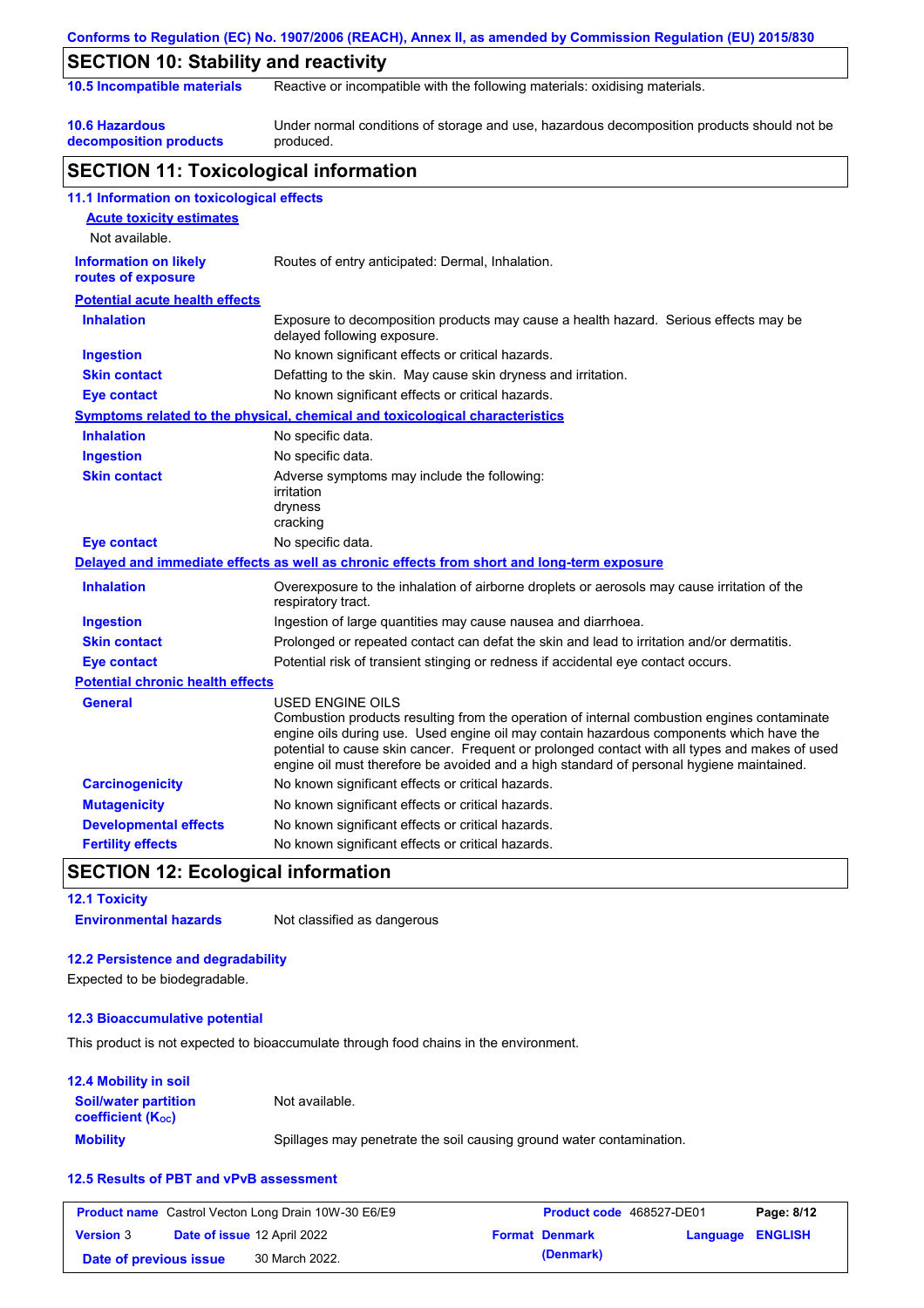## SECTION 10: Stability and reactivity

| | |
|---|---|
| **10.5 Incompatible materials** | Reactive or incompatible with the following materials: oxidising materials. |
| **10.6 Hazardous decomposition products** | Under normal conditions of storage and use, hazardous decomposition products should not be produced. |

## SECTION 11: Toxicological information

### 11.1 Information on toxicological effects

**Acute toxicity estimates**

Not available.

| | |
|---|---|
| **Information on likely routes of exposure** | Routes of entry anticipated: Dermal, Inhalation. |

**Potential acute health effects**

| | |
|---|---|
| **Inhalation** | Exposure to decomposition products may cause a health hazard. Serious effects may be delayed following exposure. |
| **Ingestion** | No known significant effects or critical hazards. |
| **Skin contact** | Defatting to the skin. May cause skin dryness and irritation. |
| **Eye contact** | No known significant effects or critical hazards. |

**Symptoms related to the physical, chemical and toxicological characteristics**

| | |
|---|---|
| **Inhalation** | No specific data. |
| **Ingestion** | No specific data. |
| **Skin contact** | Adverse symptoms may include the following: irritation dryness cracking |
| **Eye contact** | No specific data. |

**Delayed and immediate effects as well as chronic effects from short and long-term exposure**

| | |
|---|---|
| **Inhalation** | Overexposure to the inhalation of airborne droplets or aerosols may cause irritation of the respiratory tract. |
| **Ingestion** | Ingestion of large quantities may cause nausea and diarrhoea. |
| **Skin contact** | Prolonged or repeated contact can defat the skin and lead to irritation and/or dermatitis. |
| **Eye contact** | Potential risk of transient stinging or redness if accidental eye contact occurs. |

**Potential chronic health effects**

| | |
|---|---|
| **General** | USED ENGINE OILS Combustion products resulting from the operation of internal combustion engines contaminate engine oils during use. Used engine oil may contain hazardous components which have the potential to cause skin cancer. Frequent or prolonged contact with all types and makes of used engine oil must therefore be avoided and a high standard of personal hygiene maintained. |
| **Carcinogenicity** | No known significant effects or critical hazards. |
| **Mutagenicity** | No known significant effects or critical hazards. |
| **Developmental effects** | No known significant effects or critical hazards. |
| **Fertility effects** | No known significant effects or critical hazards. |

## SECTION 12: Ecological information

### 12.1 Toxicity

| | |
|---|---|
| **Environmental hazards** | Not classified as dangerous |

### 12.2 Persistence and degradability

Expected to be biodegradable.

### 12.3 Bioaccumulative potential

This product is not expected to bioaccumulate through food chains in the environment.

### 12.4 Mobility in soil

| | |
|---|---|
| **Soil/water partition coefficient ($K_{OC}$)** | Not available. |
| **Mobility** | Spillages may penetrate the soil causing ground water contamination. |

### 12.5 Results of PBT and vPvB assessment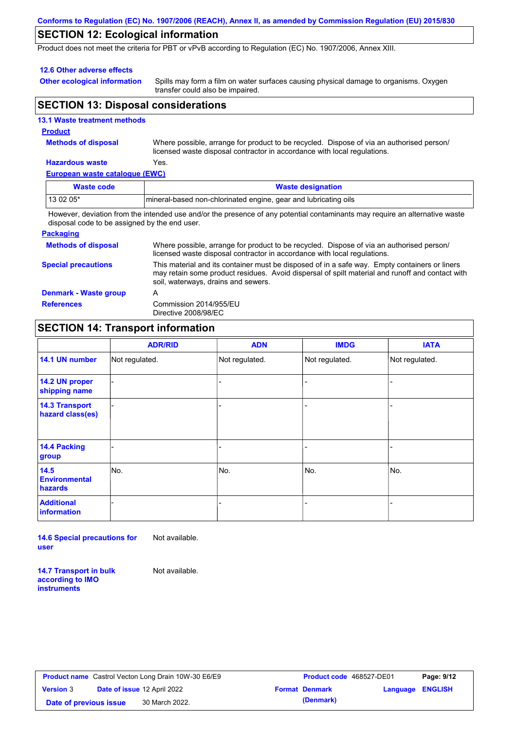## SECTION 12: Ecological information

Product does not meet the criteria for PBT or vPvB according to Regulation (EC) No. 1907/2006, Annex XIII.

### 12.6 Other adverse effects

**Other ecological information** Spills may form a film on water surfaces causing physical damage to organisms. Oxygen transfer could also be impaired.

## SECTION 13: Disposal considerations

### 13.1 Waste treatment methods

**Product**

**Methods of disposal** Where possible, arrange for product to be recycled. Dispose of via an authorised person/ licensed waste disposal contractor in accordance with local regulations.

**Hazardous waste** Yes.

**European waste catalogue (EWC)**

| Waste code | Waste designation |
|---|---|
| 13 02 05* | mineral-based non-chlorinated engine, gear and lubricating oils |

However, deviation from the intended use and/or the presence of any potential contaminants may require an alternative waste disposal code to be assigned by the end user.

**Packaging**

**Methods of disposal** Where possible, arrange for product to be recycled. Dispose of via an authorised person/ licensed waste disposal contractor in accordance with local regulations.

**Special precautions** This material and its container must be disposed of in a safe way. Empty containers or liners may retain some product residues. Avoid dispersal of spilt material and runoff and contact with soil, waterways, drains and sewers.

**Denmark - Waste group** A

**References** Commission 2014/955/EU
Directive 2008/98/EC

## SECTION 14: Transport information

| | ADR/RID | ADN | IMDG | IATA |
|---|---|---|---|---|
| **14.1 UN number** | Not regulated. | Not regulated. | Not regulated. | Not regulated. |
| **14.2 UN proper shipping name** | - | - | - | - |
| **14.3 Transport hazard class(es)** | - | - | - | - |
| **14.4 Packing group** | - | - | - | - |
| **14.5 Environmental hazards** | No. | No. | No. | No. |
| **Additional information** | - | - | - | - |

**14.6 Special precautions for user** Not available.

**14.7 Transport in bulk according to IMO instruments** Not available.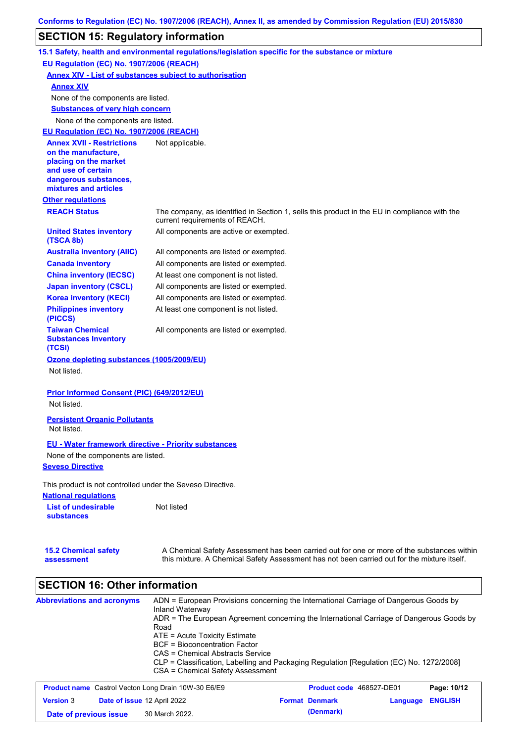Conforms to Regulation (EC) No. 1907/2006 (REACH), Annex II, as amended by Commission Regulation (EU) 2015/830

## SECTION 15: Regulatory information

### 15.1 Safety, health and environmental regulations/legislation specific for the substance or mixture

**EU Regulation (EC) No. 1907/2006 (REACH)**

**Annex XIV - List of substances subject to authorisation**

**Annex XIV**

None of the components are listed.

**Substances of very high concern**

None of the components are listed.

**EU Regulation (EC) No. 1907/2006 (REACH)**

| | |
|---|---|
| **Annex XVII - Restrictions on the manufacture, placing on the market and use of certain dangerous substances, mixtures and articles** | Not applicable. |

**Other regulations**

| | |
|---|---|
| **REACH Status** | The company, as identified in Section 1, sells this product in the EU in compliance with the current requirements of REACH. |
| **United States inventory (TSCA 8b)** | All components are active or exempted. |
| **Australia inventory (AIIC)** | All components are listed or exempted. |
| **Canada inventory** | All components are listed or exempted. |
| **China inventory (IECSC)** | At least one component is not listed. |
| **Japan inventory (CSCL)** | All components are listed or exempted. |
| **Korea inventory (KECI)** | All components are listed or exempted. |
| **Philippines inventory (PICCS)** | At least one component is not listed. |
| **Taiwan Chemical Substances Inventory (TCSI)** | All components are listed or exempted. |

**Ozone depleting substances (1005/2009/EU)**

Not listed.

**Prior Informed Consent (PIC) (649/2012/EU)**

Not listed.

**Persistent Organic Pollutants**

Not listed.

**EU - Water framework directive - Priority substances**

None of the components are listed.

**Seveso Directive**

This product is not controlled under the Seveso Directive.

**National regulations**

| | |
|---|---|
| **List of undesirable substances** | Not listed |

| | |
|---|---|
| **15.2 Chemical safety assessment** | A Chemical Safety Assessment has been carried out for one or more of the substances within this mixture. A Chemical Safety Assessment has not been carried out for the mixture itself. |

## SECTION 16: Other information

**Abbreviations and acronyms**

ADN = European Provisions concerning the International Carriage of Dangerous Goods by Inland Waterway
ADR = The European Agreement concerning the International Carriage of Dangerous Goods by Road
ATE = Acute Toxicity Estimate
BCF = Bioconcentration Factor
CAS = Chemical Abstracts Service
CLP = Classification, Labelling and Packaging Regulation [Regulation (EC) No. 1272/2008]
CSA = Chemical Safety Assessment

| | | | |
|---|---|---|---|
| **Product name** Castrol Vecton Long Drain 10W-30 E6/E9 | | **Product code** 468527-DE01 | **Page: 10/12** |
| **Version** 3 | **Date of issue** 12 April 2022 | **Format Denmark (Denmark)** | **Language ENGLISH** |
| **Date of previous issue** | 30 March 2022. | | |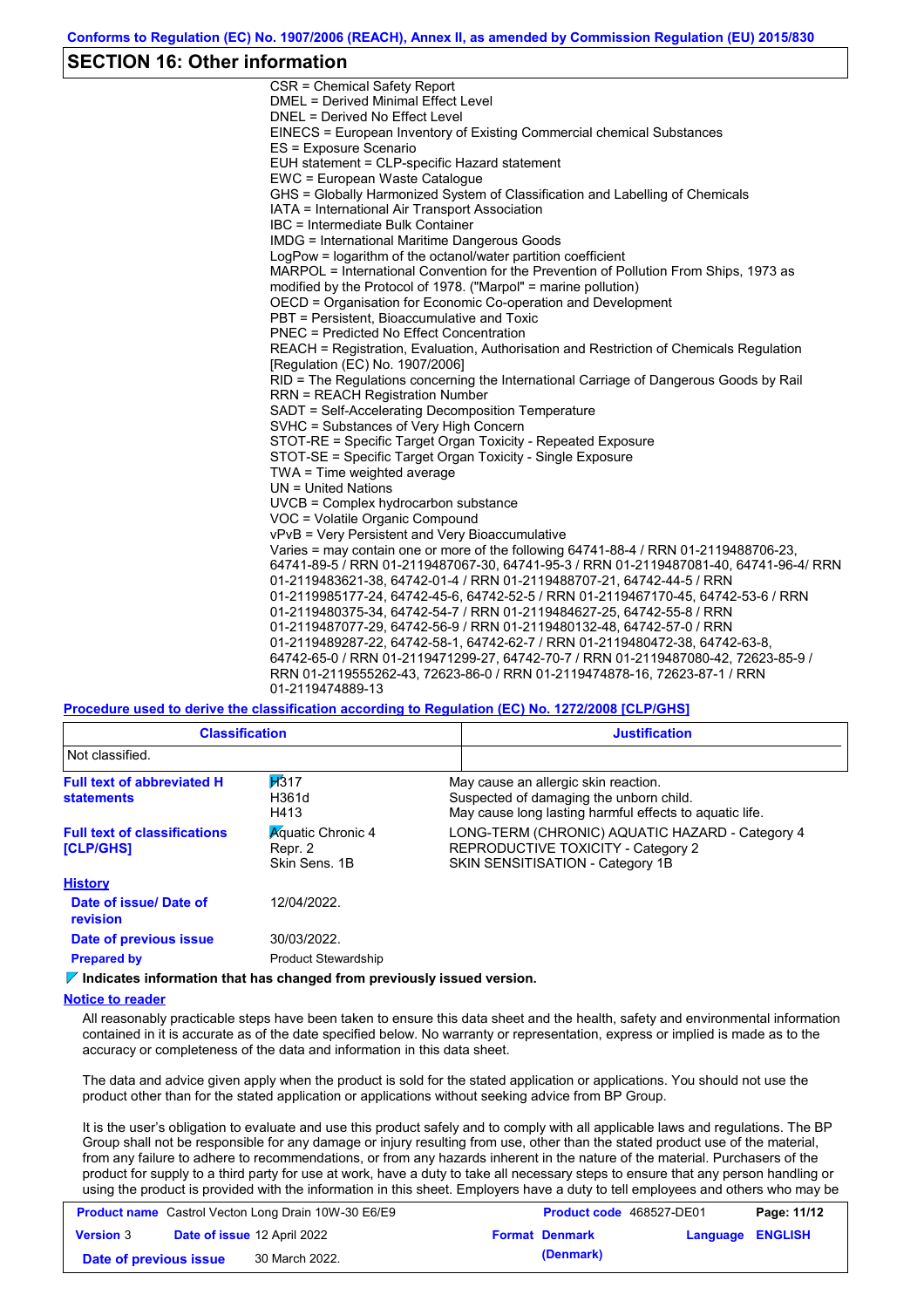Conforms to Regulation (EC) No. 1907/2006 (REACH), Annex II, as amended by Commission Regulation (EU) 2015/830

## SECTION 16: Other information

CSR = Chemical Safety Report
DMEL = Derived Minimal Effect Level
DNEL = Derived No Effect Level
EINECS = European Inventory of Existing Commercial chemical Substances
ES = Exposure Scenario
EUH statement = CLP-specific Hazard statement
EWC = European Waste Catalogue
GHS = Globally Harmonized System of Classification and Labelling of Chemicals
IATA = International Air Transport Association
IBC = Intermediate Bulk Container
IMDG = International Maritime Dangerous Goods
LogPow = logarithm of the octanol/water partition coefficient
MARPOL = International Convention for the Prevention of Pollution From Ships, 1973 as modified by the Protocol of 1978. ("Marpol" = marine pollution)
OECD = Organisation for Economic Co-operation and Development
PBT = Persistent, Bioaccumulative and Toxic
PNEC = Predicted No Effect Concentration
REACH = Registration, Evaluation, Authorisation and Restriction of Chemicals Regulation [Regulation (EC) No. 1907/2006]
RID = The Regulations concerning the International Carriage of Dangerous Goods by Rail
RRN = REACH Registration Number
SADT = Self-Accelerating Decomposition Temperature
SVHC = Substances of Very High Concern
STOT-RE = Specific Target Organ Toxicity - Repeated Exposure
STOT-SE = Specific Target Organ Toxicity - Single Exposure
TWA = Time weighted average
UN = United Nations
UVCB = Complex hydrocarbon substance
VOC = Volatile Organic Compound
vPvB = Very Persistent and Very Bioaccumulative
Varies = may contain one or more of the following 64741-88-4 / RRN 01-2119488706-23, 64741-89-5 / RRN 01-2119487067-30, 64741-95-3 / RRN 01-2119487081-40, 64741-96-4/ RRN 01-2119483621-38, 64742-01-4 / RRN 01-2119488707-21, 64742-44-5 / RRN 01-2119985177-24, 64742-45-6, 64742-52-5 / RRN 01-2119467170-45, 64742-53-6 / RRN 01-2119480375-34, 64742-54-7 / RRN 01-2119484627-25, 64742-55-8 / RRN 01-2119487077-29, 64742-56-9 / RRN 01-2119480132-48, 64742-57-0 / RRN 01-2119489287-22, 64742-58-1, 64742-62-7 / RRN 01-2119480472-38, 64742-63-8, 64742-65-0 / RRN 01-2119471299-27, 64742-70-7 / RRN 01-2119487080-42, 72623-85-9 / RRN 01-2119555262-43, 72623-86-0 / RRN 01-2119474878-16, 72623-87-1 / RRN 01-2119474889-13

**Procedure used to derive the classification according to Regulation (EC) No. 1272/2008 [CLP/GHS]**

| Classification | Justification |
|---|---|
| Not classified. | |

**Full text of abbreviated H statements**

| | |
|---|---|
| H317 | May cause an allergic skin reaction. |
| H361d | Suspected of damaging the unborn child. |
| H413 | May cause long lasting harmful effects to aquatic life. |

**Full text of classifications [CLP/GHS]**

| | |
|---|---|
| Aquatic Chronic 4 | LONG-TERM (CHRONIC) AQUATIC HAZARD - Category 4 |
| Repr. 2 | REPRODUCTIVE TOXICITY - Category 2 |
| Skin Sens. 1B | SKIN SENSITISATION - Category 1B |

**History**

**Date of issue/ Date of revision**: 12/04/2022.

**Date of previous issue**: 30/03/2022.

**Prepared by**: Product Stewardship

**Indicates information that has changed from previously issued version.**

**Notice to reader**

All reasonably practicable steps have been taken to ensure this data sheet and the health, safety and environmental information contained in it is accurate as of the date specified below. No warranty or representation, express or implied is made as to the accuracy or completeness of the data and information in this data sheet.

The data and advice given apply when the product is sold for the stated application or applications. You should not use the product other than for the stated application or applications without seeking advice from BP Group.

It is the user's obligation to evaluate and use this product safely and to comply with all applicable laws and regulations. The BP Group shall not be responsible for any damage or injury resulting from use, other than the stated product use of the material, from any failure to adhere to recommendations, or from any hazards inherent in the nature of the material. Purchasers of the product for supply to a third party for use at work, have a duty to take all necessary steps to ensure that any person handling or using the product is provided with the information in this sheet. Employers have a duty to tell employees and others who may be

| **Product name** Castrol Vecton Long Drain 10W-30 E6/E9 | **Product code** 468527-DE01 | |
|---|---|---|
| **Version** 3 **Date of issue** 12 April 2022 | **Format Denmark (Denmark)** | **Language ENGLISH** |
| **Date of previous issue** 30 March 2022. | | |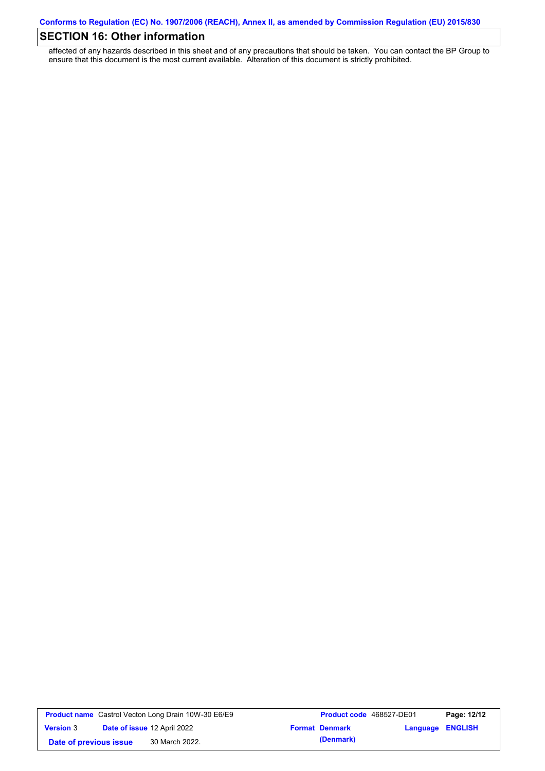## SECTION 16: Other information

affected of any hazards described in this sheet and of any precautions that should be taken. You can contact the BP Group to ensure that this document is the most current available. Alteration of this document is strictly prohibited.